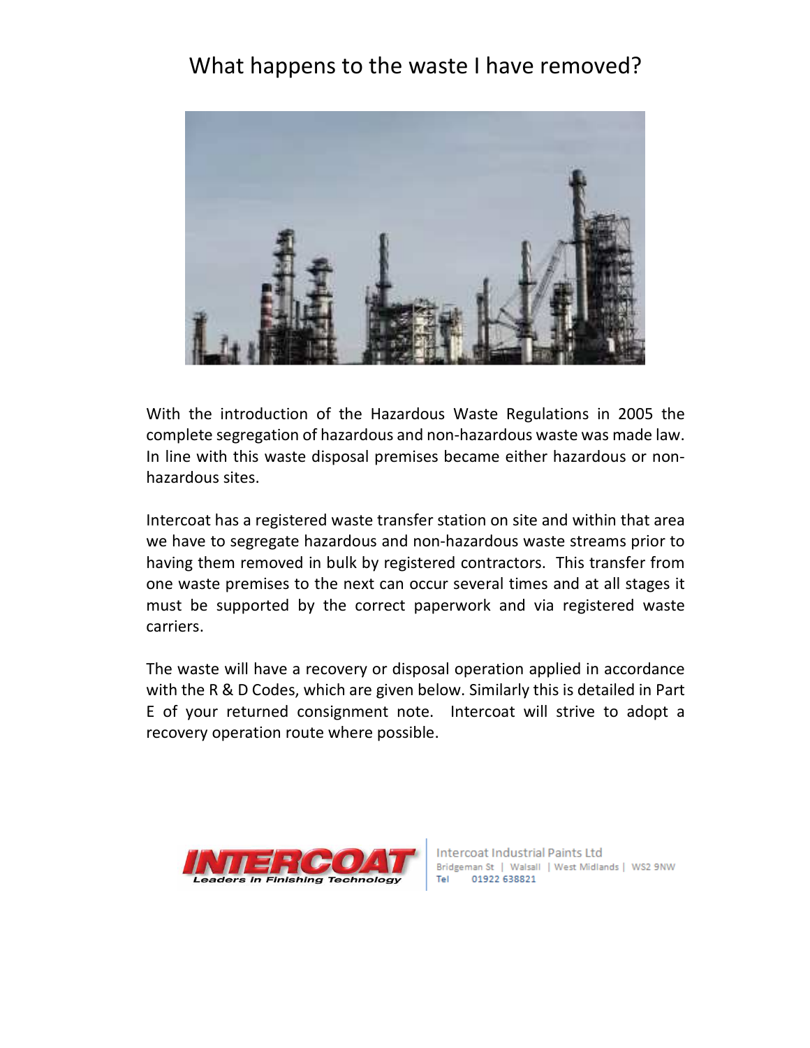# What happens to the waste I have removed?

With the introduction of the Hazardous Waste Regulations in 2005 the complete segregation of hazardous and non-hazardous waste was made law. In line with this waste disposal premises became either hazardous or non-hazardous sites.

Intercoat has a registered waste transfer station on site and within that area we have to segregate hazardous and non-hazardous waste streams prior to having them removed in bulk by registered contractors. This transfer from one waste premises to the next can occur several times and at all stages it must be supported by the correct paperwork and via registered waste carriers.

The waste will have a recovery or disposal operation applied in accordance with the R & D Codes, which are given below. Similarly this is detailed in Part E of your returned consignment note. Intercoat will strive to adopt a recovery operation route where possible.

**INTERCOAT** *Leaders in Finishing Technology*

Intercoat Industrial Paints Ltd
Bridgeman St | Walsall | West Midlands | WS2 9NW
Tel 01922 638821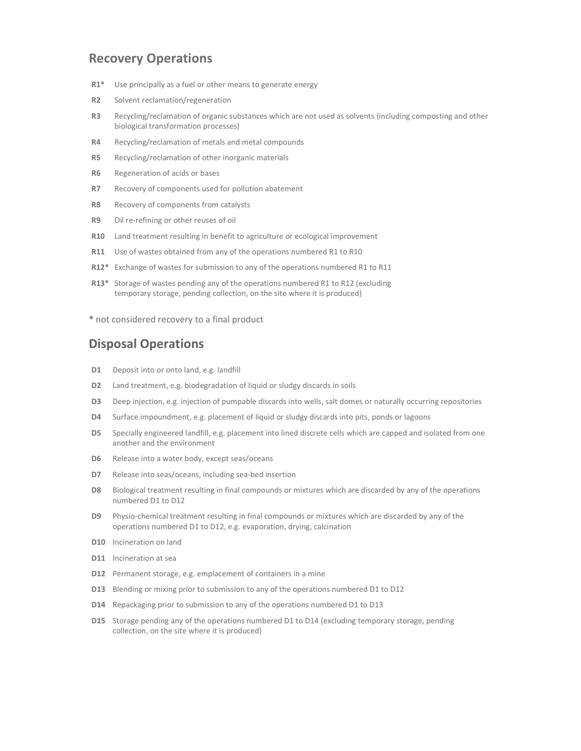## Recovery Operations

**R1*** Use principally as a fuel or other means to generate energy

**R2** Solvent reclamation/regeneration

**R3** Recycling/reclamation of organic substances which are not used as solvents (including composting and other biological transformation processes)

**R4** Recycling/reclamation of metals and metal compounds

**R5** Recycling/reclamation of other inorganic materials

**R6** Regeneration of acids or bases

**R7** Recovery of components used for pollution abatement

**R8** Recovery of components from catalysts

**R9** Oil re-refining or other reuses of oil

**R10** Land treatment resulting in benefit to agriculture or ecological improvement

**R11** Use of wastes obtained from any of the operations numbered R1 to R10

**R12*** Exchange of wastes for submission to any of the operations numbered R1 to R11

**R13*** Storage of wastes pending any of the operations numbered R1 to R12 (excluding temporary storage, pending collection, on the site where it is produced)

**\*** not considered recovery to a final product

## Disposal Operations

**D1** Deposit into or onto land, e.g. landfill

**D2** Land treatment, e.g. biodegradation of liquid or sludgy discards in soils

**D3** Deep injection, e.g. injection of pumpable discards into wells, salt domes or naturally occurring repositories

**D4** Surface impoundment, e.g. placement of liquid or sludgy discards into pits, ponds or lagoons

**D5** Specially engineered landfill, e.g. placement into lined discrete cells which are capped and isolated from one another and the environment

**D6** Release into a water body, except seas/oceans

**D7** Release into seas/oceans, including sea-bed insertion

**D8** Biological treatment resulting in final compounds or mixtures which are discarded by any of the operations numbered D1 to D12

**D9** Physio-chemical treatment resulting in final compounds or mixtures which are discarded by any of the operations numbered D1 to D12, e.g. evaporation, drying, calcination

**D10** Incineration on land

**D11** Incineration at sea

**D12** Permanent storage, e.g. emplacement of containers in a mine

**D13** Blending or mixing prior to submission to any of the operations numbered D1 to D12

**D14** Repackaging prior to submission to any of the operations numbered D1 to D13

**D15** Storage pending any of the operations numbered D1 to D14 (excluding temporary storage, pending collection, on the site where it is produced)